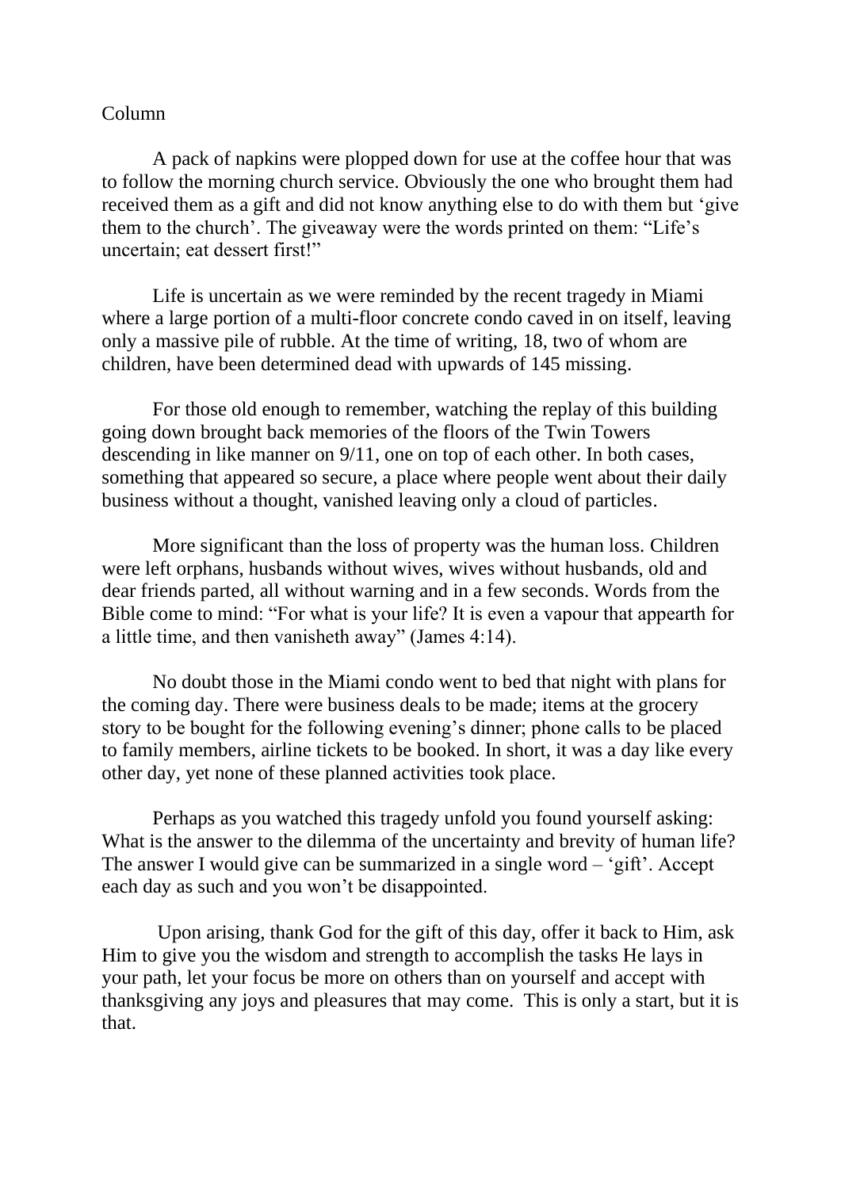Column

A pack of napkins were plopped down for use at the coffee hour that was to follow the morning church service. Obviously the one who brought them had received them as a gift and did not know anything else to do with them but 'give them to the church'. The giveaway were the words printed on them: "Life's uncertain; eat dessert first!"

Life is uncertain as we were reminded by the recent tragedy in Miami where a large portion of a multi-floor concrete condo caved in on itself, leaving only a massive pile of rubble. At the time of writing, 18, two of whom are children, have been determined dead with upwards of 145 missing.

For those old enough to remember, watching the replay of this building going down brought back memories of the floors of the Twin Towers descending in like manner on 9/11, one on top of each other. In both cases, something that appeared so secure, a place where people went about their daily business without a thought, vanished leaving only a cloud of particles.

More significant than the loss of property was the human loss. Children were left orphans, husbands without wives, wives without husbands, old and dear friends parted, all without warning and in a few seconds. Words from the Bible come to mind: "For what is your life? It is even a vapour that appearth for a little time, and then vanisheth away" (James 4:14).

No doubt those in the Miami condo went to bed that night with plans for the coming day. There were business deals to be made; items at the grocery story to be bought for the following evening's dinner; phone calls to be placed to family members, airline tickets to be booked. In short, it was a day like every other day, yet none of these planned activities took place.

Perhaps as you watched this tragedy unfold you found yourself asking: What is the answer to the dilemma of the uncertainty and brevity of human life? The answer I would give can be summarized in a single word – 'gift'. Accept each day as such and you won't be disappointed.

Upon arising, thank God for the gift of this day, offer it back to Him, ask Him to give you the wisdom and strength to accomplish the tasks He lays in your path, let your focus be more on others than on yourself and accept with thanksgiving any joys and pleasures that may come. This is only a start, but it is that.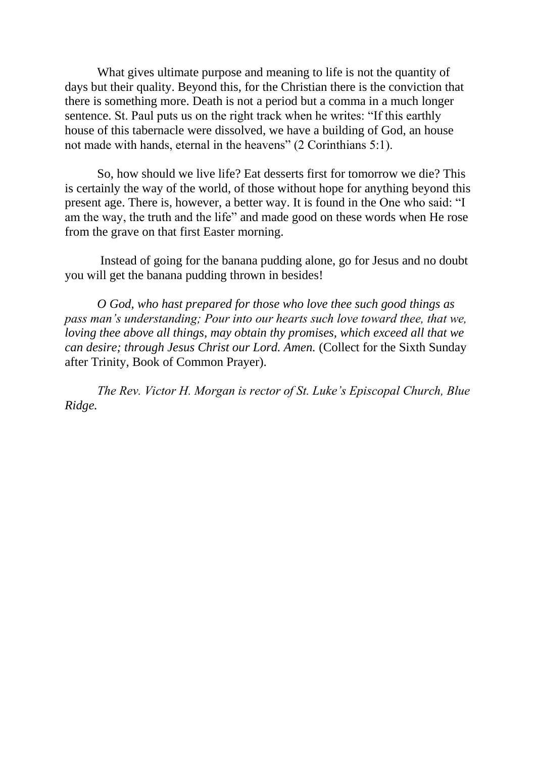What gives ultimate purpose and meaning to life is not the quantity of days but their quality. Beyond this, for the Christian there is the conviction that there is something more. Death is not a period but a comma in a much longer sentence. St. Paul puts us on the right track when he writes: "If this earthly house of this tabernacle were dissolved, we have a building of God, an house not made with hands, eternal in the heavens" (2 Corinthians 5:1).

So, how should we live life? Eat desserts first for tomorrow we die? This is certainly the way of the world, of those without hope for anything beyond this present age. There is, however, a better way. It is found in the One who said: "I am the way, the truth and the life" and made good on these words when He rose from the grave on that first Easter morning.

Instead of going for the banana pudding alone, go for Jesus and no doubt you will get the banana pudding thrown in besides!

*O God, who hast prepared for those who love thee such good things as pass man's understanding; Pour into our hearts such love toward thee, that we, loving thee above all things, may obtain thy promises, which exceed all that we can desire; through Jesus Christ our Lord. Amen.* (Collect for the Sixth Sunday after Trinity, Book of Common Prayer).

*The Rev. Victor H. Morgan is rector of St. Luke's Episcopal Church, Blue Ridge.*